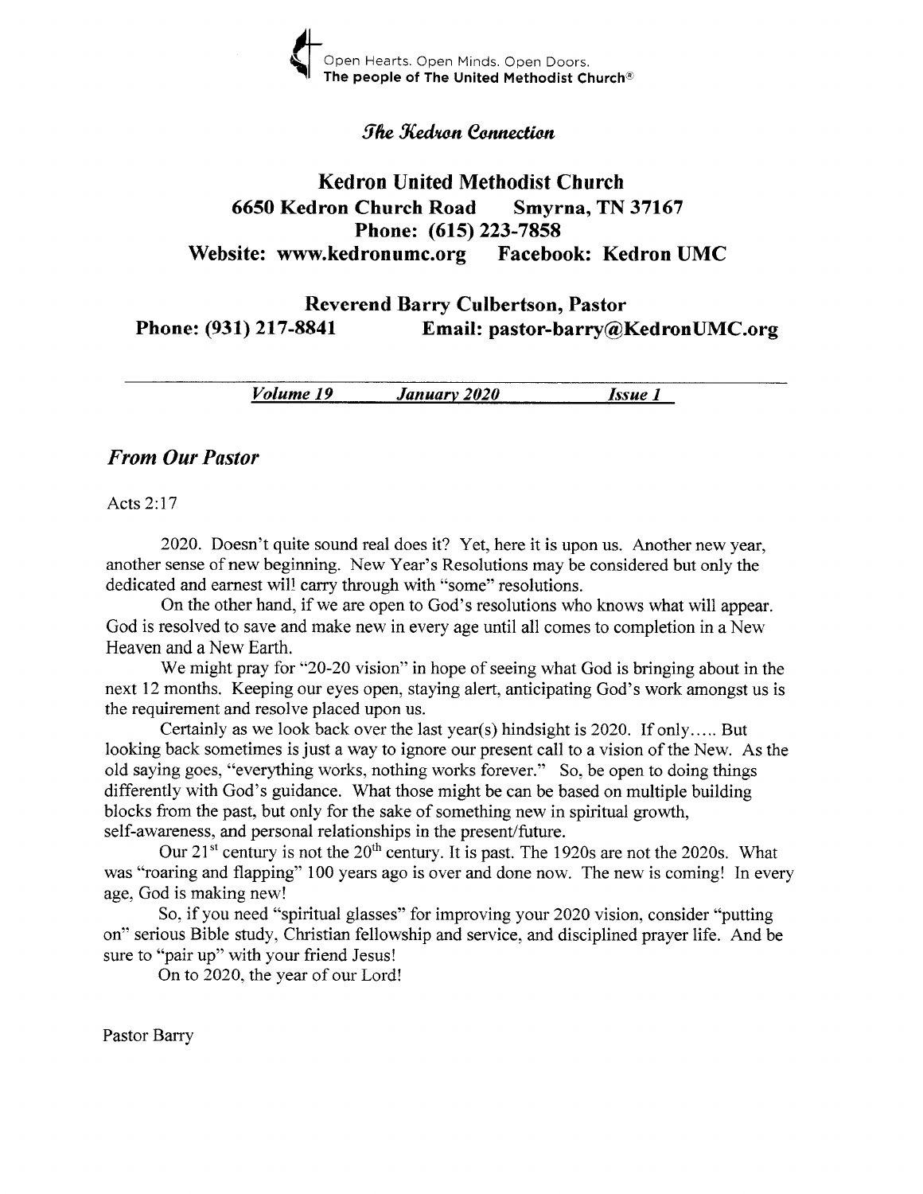Open Hearts. Open Minds. Open Doors.
**The people of The United Methodist Church®**

*The Kedron Connection*

# Kedron United Methodist Church

**6650 Kedron Church Road Smyrna, TN 37167**
**Phone: (615) 223-7858**
**Website: www.kedronumc.org Facebook: Kedron UMC**

**Reverend Barry Culbertson, Pastor**
**Phone: (931) 217-8841 Email: pastor-barry@KedronUMC.org**

***Volume 19 January 2020 Issue 1***

## *From Our Pastor*

Acts 2:17

2020. Doesn't quite sound real does it? Yet, here it is upon us. Another new year, another sense of new beginning. New Year's Resolutions may be considered but only the dedicated and earnest will carry through with "some" resolutions.

On the other hand, if we are open to God's resolutions who knows what will appear. God is resolved to save and make new in every age until all comes to completion in a New Heaven and a New Earth.

We might pray for "20-20 vision" in hope of seeing what God is bringing about in the next 12 months. Keeping our eyes open, staying alert, anticipating God's work amongst us is the requirement and resolve placed upon us.

Certainly as we look back over the last year(s) hindsight is 2020. If only….. But looking back sometimes is just a way to ignore our present call to a vision of the New. As the old saying goes, "everything works, nothing works forever." So, be open to doing things differently with God's guidance. What those might be can be based on multiple building blocks from the past, but only for the sake of something new in spiritual growth, self-awareness, and personal relationships in the present/future.

Our 21st century is not the 20th century. It is past. The 1920s are not the 2020s. What was "roaring and flapping" 100 years ago is over and done now. The new is coming! In every age, God is making new!

So, if you need "spiritual glasses" for improving your 2020 vision, consider "putting on" serious Bible study, Christian fellowship and service, and disciplined prayer life. And be sure to "pair up" with your friend Jesus!

On to 2020, the year of our Lord!

Pastor Barry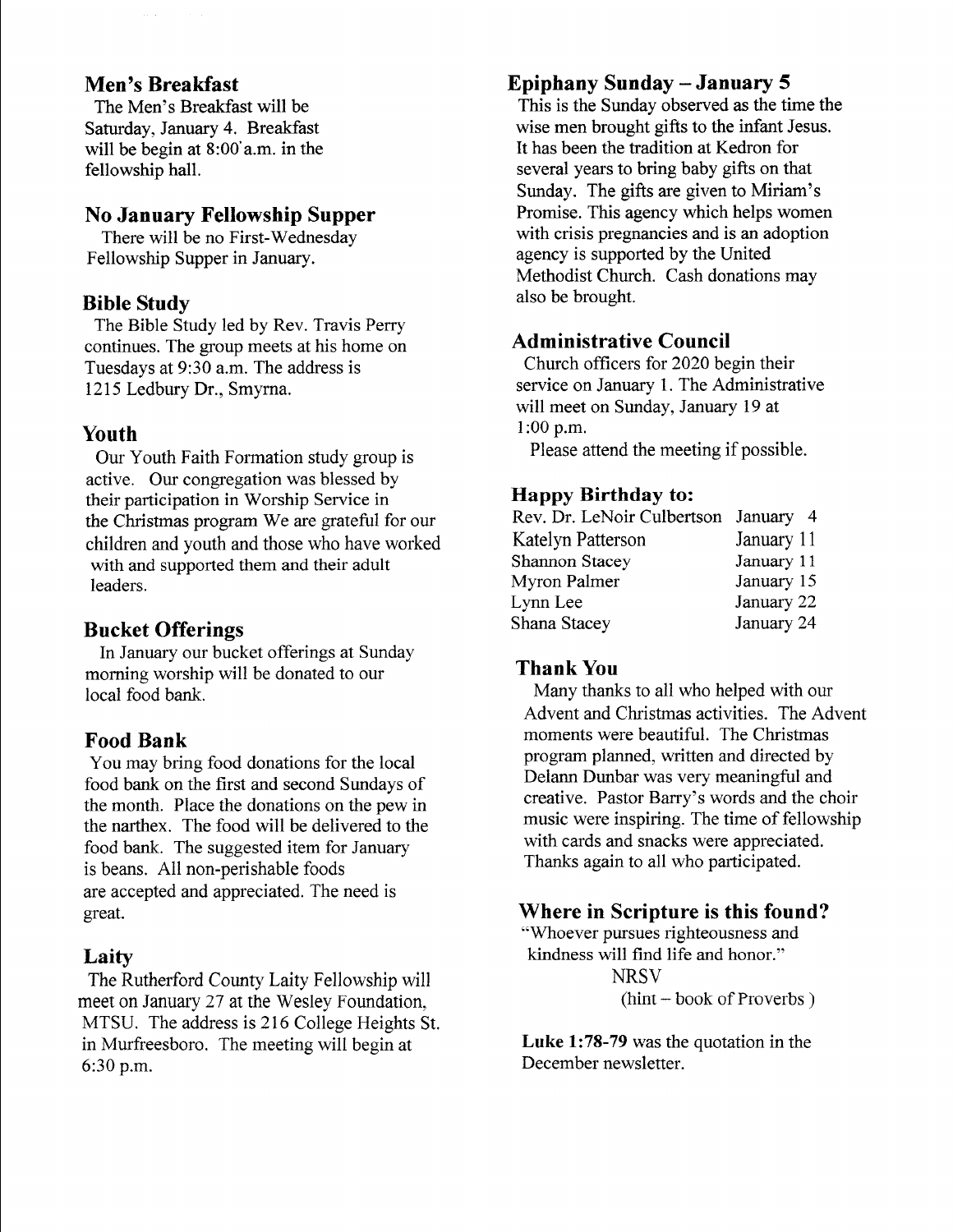## Men's Breakfast

The Men's Breakfast will be Saturday, January 4. Breakfast will be begin at 8:00 a.m. in the fellowship hall.

## No January Fellowship Supper

There will be no First-Wednesday Fellowship Supper in January.

## Bible Study

The Bible Study led by Rev. Travis Perry continues. The group meets at his home on Tuesdays at 9:30 a.m. The address is 1215 Ledbury Dr., Smyrna.

## Youth

Our Youth Faith Formation study group is active. Our congregation was blessed by their participation in Worship Service in the Christmas program We are grateful for our children and youth and those who have worked with and supported them and their adult leaders.

## Bucket Offerings

In January our bucket offerings at Sunday morning worship will be donated to our local food bank.

## Food Bank

You may bring food donations for the local food bank on the first and second Sundays of the month. Place the donations on the pew in the narthex. The food will be delivered to the food bank. The suggested item for January is beans. All non-perishable foods are accepted and appreciated. The need is great.

## Laity

The Rutherford County Laity Fellowship will meet on January 27 at the Wesley Foundation, MTSU. The address is 216 College Heights St. in Murfreesboro. The meeting will begin at 6:30 p.m.

## Epiphany Sunday – January 5

This is the Sunday observed as the time the wise men brought gifts to the infant Jesus. It has been the tradition at Kedron for several years to bring baby gifts on that Sunday. The gifts are given to Miriam's Promise. This agency which helps women with crisis pregnancies and is an adoption agency is supported by the United Methodist Church. Cash donations may also be brought.

## Administrative Council

Church officers for 2020 begin their service on January 1. The Administrative will meet on Sunday, January 19 at 1:00 p.m.

Please attend the meeting if possible.

## Happy Birthday to:

| | |
|---|---|
| Rev. Dr. LeNoir Culbertson | January 4 |
| Katelyn Patterson | January 11 |
| Shannon Stacey | January 11 |
| Myron Palmer | January 15 |
| Lynn Lee | January 22 |
| Shana Stacey | January 24 |

## Thank You

Many thanks to all who helped with our Advent and Christmas activities. The Advent moments were beautiful. The Christmas program planned, written and directed by Delann Dunbar was very meaningful and creative. Pastor Barry's words and the choir music were inspiring. The time of fellowship with cards and snacks were appreciated. Thanks again to all who participated.

## Where in Scripture is this found?

"Whoever pursues righteousness and kindness will find life and honor."

NRSV

(hint – book of Proverbs )

**Luke 1:78-79** was the quotation in the December newsletter.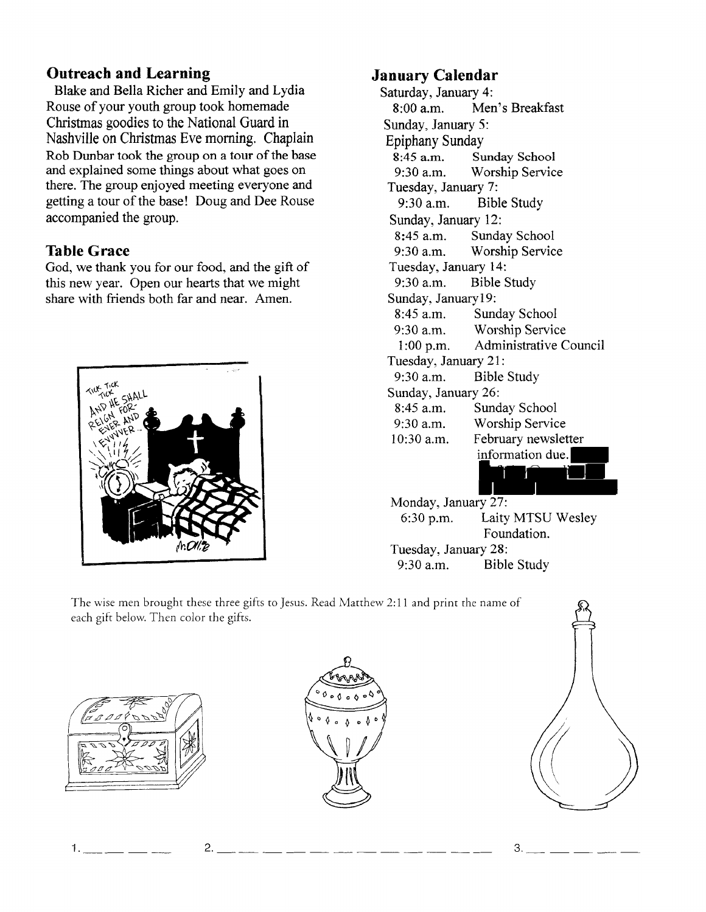## Outreach and Learning

Blake and Bella Richer and Emily and Lydia Rouse of your youth group took homemade Christmas goodies to the National Guard in Nashville on Christmas Eve morning. Chaplain Rob Dunbar took the group on a tour of the base and explained some things about what goes on there. The group enjoyed meeting everyone and getting a tour of the base! Doug and Dee Rouse accompanied the group.

## Table Grace

God, we thank you for our food, and the gift of this new year. Open our hearts that we might share with friends both far and near. Amen.

## January Calendar

Saturday, January 4:
- 8:00 a.m. Men's Breakfast

Sunday, January 5:
Epiphany Sunday
- 8:45 a.m. Sunday School
- 9:30 a.m. Worship Service

Tuesday, January 7:
- 9:30 a.m. Bible Study

Sunday, January 12:
- 8:45 a.m. Sunday School
- 9:30 a.m. Worship Service

Tuesday, January 14:
- 9:30 a.m. Bible Study

Sunday, January19:
- 8:45 a.m. Sunday School
- 9:30 a.m. Worship Service
- 1:00 p.m. Administrative Council

Tuesday, January 21:
- 9:30 a.m. Bible Study

Sunday, January 26:
- 8:45 a.m. Sunday School
- 9:30 a.m. Worship Service
- 10:30 a.m. February newsletter information due.

Monday, January 27:
- 6:30 p.m. Laity MTSU Wesley Foundation.

Tuesday, January 28:
- 9:30 a.m. Bible Study

The wise men brought these three gifts to Jesus. Read Matthew 2:11 and print the name of each gift below. Then color the gifts.

1. ___ ___ ___ ___ 2. ___ ___ ___ ___ ___ ___ ___ ___ ___ ___ ___ ___ ___ 3. ___ ___ ___ ___ ___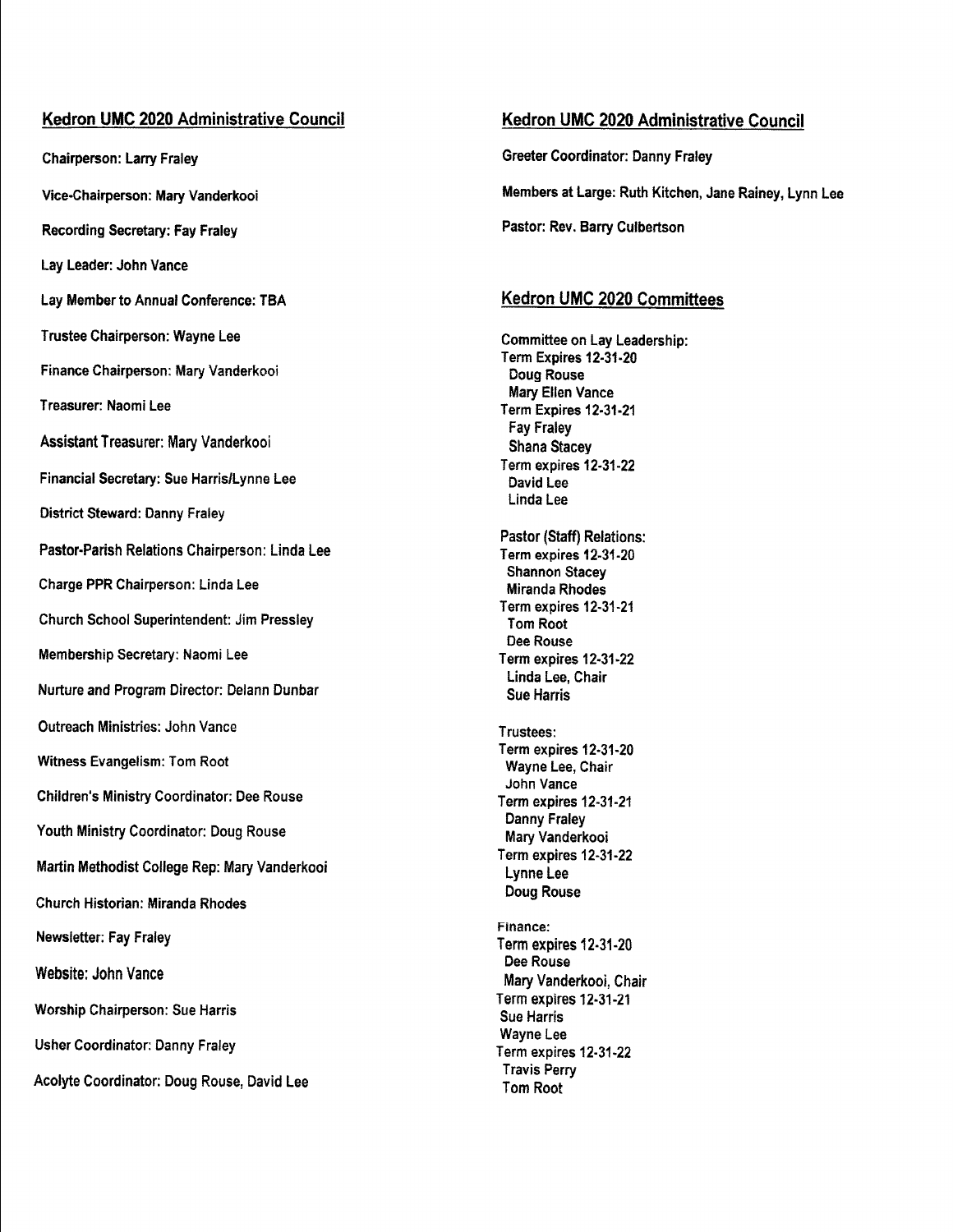## Kedron UMC 2020 Administrative Council

Chairperson: Larry Fraley

Vice-Chairperson: Mary Vanderkooi

Recording Secretary: Fay Fraley

Lay Leader: John Vance

Lay Member to Annual Conference: TBA

Trustee Chairperson: Wayne Lee

Finance Chairperson: Mary Vanderkooi

Treasurer: Naomi Lee

Assistant Treasurer: Mary Vanderkooi

Financial Secretary: Sue Harris/Lynne Lee

District Steward: Danny Fraley

Pastor-Parish Relations Chairperson: Linda Lee

Charge PPR Chairperson: Linda Lee

Church School Superintendent: Jim Pressley

Membership Secretary: Naomi Lee

Nurture and Program Director: Delann Dunbar

Outreach Ministries: John Vance

Witness Evangelism: Tom Root

Children's Ministry Coordinator: Dee Rouse

Youth Ministry Coordinator: Doug Rouse

Martin Methodist College Rep: Mary Vanderkooi

Church Historian: Miranda Rhodes

Newsletter: Fay Fraley

Website: John Vance

Worship Chairperson: Sue Harris

Usher Coordinator: Danny Fraley

Acolyte Coordinator: Doug Rouse, David Lee

## Kedron UMC 2020 Administrative Council

Greeter Coordinator: Danny Fraley

Members at Large: Ruth Kitchen, Jane Rainey, Lynn Lee

Pastor: Rev. Barry Culbertson

## Kedron UMC 2020 Committees

Committee on Lay Leadership:
Term Expires 12-31-20
- Doug Rouse
- Mary Ellen Vance

Term Expires 12-31-21
- Fay Fraley
- Shana Stacey

Term expires 12-31-22
- David Lee
- Linda Lee

Pastor (Staff) Relations:
Term expires 12-31-20
- Shannon Stacey
- Miranda Rhodes

Term expires 12-31-21
- Tom Root
- Dee Rouse

Term expires 12-31-22
- Linda Lee, Chair
- Sue Harris

Trustees:
Term expires 12-31-20
- Wayne Lee, Chair
- John Vance

Term expires 12-31-21
- Danny Fraley
- Mary Vanderkooi

Term expires 12-31-22
- Lynne Lee
- Doug Rouse

Finance:
Term expires 12-31-20
- Dee Rouse
- Mary Vanderkooi, Chair

Term expires 12-31-21
- Sue Harris
- Wayne Lee

Term expires 12-31-22
- Travis Perry
- Tom Root